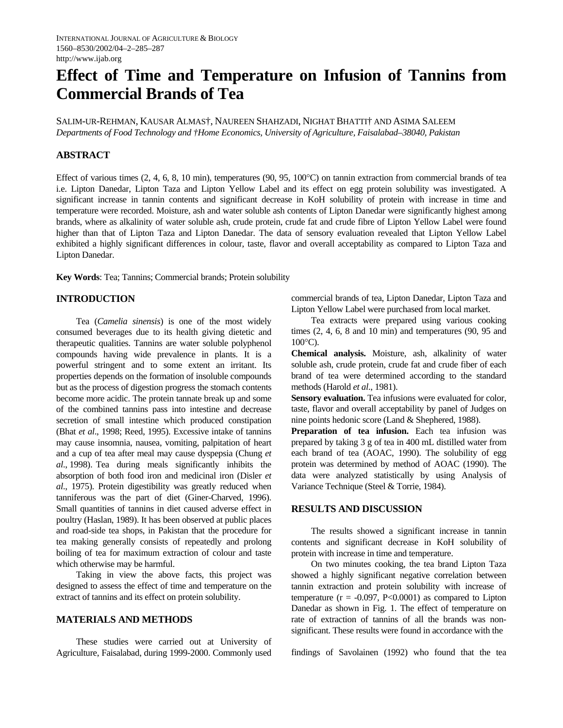# Effect of Time and Temperature on Infusion of Tannins from Commercial Brands of Tea

SALIM-UR-REHMAN, KAUSAR ALMAS†, NAUREEN SHAHZADI, NIGHAT BHATTI† AND ASIMA SALEEM

*Departments of Food Technology and †Home Economics, University of Agriculture, Faisalabad–38040, Pakistan*

## ABSTRACT

Effect of various times (2, 4, 6, 8, 10 min), temperatures (90, 95, 100°C) on tannin extraction from commercial brands of tea i.e. Lipton Danedar, Lipton Taza and Lipton Yellow Label and its effect on egg protein solubility was investigated. A significant increase in tannin contents and significant decrease in KoH solubility of protein with increase in time and temperature were recorded. Moisture, ash and water soluble ash contents of Lipton Danedar were significantly highest among brands, where as alkalinity of water soluble ash, crude protein, crude fat and crude fibre of Lipton Yellow Label were found higher than that of Lipton Taza and Lipton Danedar. The data of sensory evaluation revealed that Lipton Yellow Label exhibited a highly significant differences in colour, taste, flavor and overall acceptability as compared to Lipton Taza and Lipton Danedar.

**Key Words**: Tea; Tannins; Commercial brands; Protein solubility

## INTRODUCTION

Tea (*Camelia sinensis*) is one of the most widely consumed beverages due to its health giving dietetic and therapeutic qualities. Tannins are water soluble polyphenol compounds having wide prevalence in plants. It is a powerful stringent and to some extent an irritant. Its properties depends on the formation of insoluble compounds but as the process of digestion progress the stomach contents become more acidic. The protein tannate break up and some of the combined tannins pass into intestine and decrease secretion of small intestine which produced constipation (Bhat *et al*., 1998; Reed, 1995). Excessive intake of tannins may cause insomnia, nausea, vomiting, palpitation of heart and a cup of tea after meal may cause dyspepsia (Chung *et al*., 1998). Tea during meals significantly inhibits the absorption of both food iron and medicinal iron (Disler *et al*., 1975). Protein digestibility was greatly reduced when tanniferous was the part of diet (Giner-Charved, 1996). Small quantities of tannins in diet caused adverse effect in poultry (Haslan, 1989). It has been observed at public places and road-side tea shops, in Pakistan that the procedure for tea making generally consists of repeatedly and prolong boiling of tea for maximum extraction of colour and taste which otherwise may be harmful.

Taking in view the above facts, this project was designed to assess the effect of time and temperature on the extract of tannins and its effect on protein solubility.

## MATERIALS AND METHODS

These studies were carried out at University of Agriculture, Faisalabad, during 1999-2000. Commonly used commercial brands of tea, Lipton Danedar, Lipton Taza and Lipton Yellow Label were purchased from local market.

Tea extracts were prepared using various cooking times (2, 4, 6, 8 and 10 min) and temperatures (90, 95 and 100°C).

**Chemical analysis.** Moisture, ash, alkalinity of water soluble ash, crude protein, crude fat and crude fiber of each brand of tea were determined according to the standard methods (Harold *et al*., 1981).

**Sensory evaluation.** Tea infusions were evaluated for color, taste, flavor and overall acceptability by panel of Judges on nine points hedonic score (Land & Shephered, 1988).

**Preparation of tea infusion.** Each tea infusion was prepared by taking 3 g of tea in 400 mL distilled water from each brand of tea (AOAC, 1990). The solubility of egg protein was determined by method of AOAC (1990). The data were analyzed statistically by using Analysis of Variance Technique (Steel & Torrie, 1984).

## RESULTS AND DISCUSSION

The results showed a significant increase in tannin contents and significant decrease in KoH solubility of protein with increase in time and temperature.

On two minutes cooking, the tea brand Lipton Taza showed a highly significant negative correlation between tannin extraction and protein solubility with increase of temperature ($r = -0.097$, $P<0.0001$) as compared to Lipton Danedar as shown in Fig. 1. The effect of temperature on rate of extraction of tannins of all the brands was non-significant. These results were found in accordance with the findings of Savolainen (1992) who found that the tea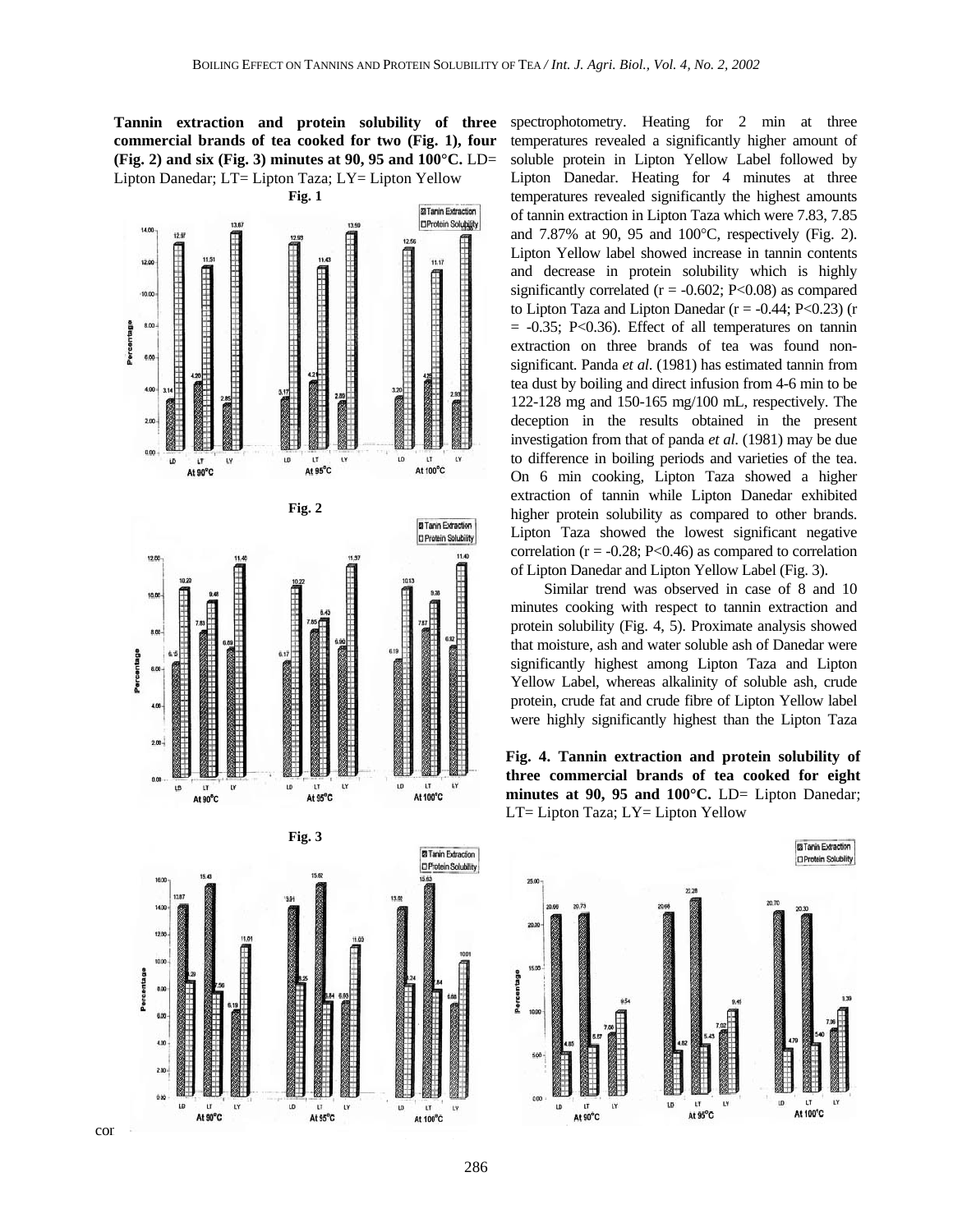**Tannin extraction and protein solubility of three commercial brands of tea cooked for two (Fig. 1), four (Fig. 2) and six (Fig. 3) minutes at 90, 95 and 100°C.** LD= Lipton Danedar; LT= Lipton Taza; LY= Lipton Yellow

**Fig. 1**

**Fig. 2**

**Fig. 3**

spectrophotometry. Heating for 2 min at three temperatures revealed a significantly higher amount of soluble protein in Lipton Yellow Label followed by Lipton Danedar. Heating for 4 minutes at three temperatures revealed significantly the highest amounts of tannin extraction in Lipton Taza which were 7.83, 7.85 and 7.87% at 90, 95 and 100°C, respectively (Fig. 2). Lipton Yellow label showed increase in tannin contents and decrease in protein solubility which is highly significantly correlated ($r = -0.602$; $P<0.08$) as compared to Lipton Taza and Lipton Danedar ($r = -0.44$; $P<0.23$) ($r = -0.35$; $P<0.36$). Effect of all temperatures on tannin extraction on three brands of tea was found non-significant. Panda *et al*. (1981) has estimated tannin from tea dust by boiling and direct infusion from 4-6 min to be 122-128 mg and 150-165 mg/100 mL, respectively. The deception in the results obtained in the present investigation from that of panda *et al*. (1981) may be due to difference in boiling periods and varieties of the tea. On 6 min cooking, Lipton Taza showed a higher extraction of tannin while Lipton Danedar exhibited higher protein solubility as compared to other brands. Lipton Taza showed the lowest significant negative correlation ($r = -0.28$; $P<0.46$) as compared to correlation of Lipton Danedar and Lipton Yellow Label (Fig. 3).

Similar trend was observed in case of 8 and 10 minutes cooking with respect to tannin extraction and protein solubility (Fig. 4, 5). Proximate analysis showed that moisture, ash and water soluble ash of Danedar were significantly highest among Lipton Taza and Lipton Yellow Label, whereas alkalinity of soluble ash, crude protein, crude fat and crude fibre of Lipton Yellow label were highly significantly highest than the Lipton Taza

**Fig. 4. Tannin extraction and protein solubility of three commercial brands of tea cooked for eight minutes at 90, 95 and 100°C.** LD= Lipton Danedar; LT= Lipton Taza; LY= Lipton Yellow

cor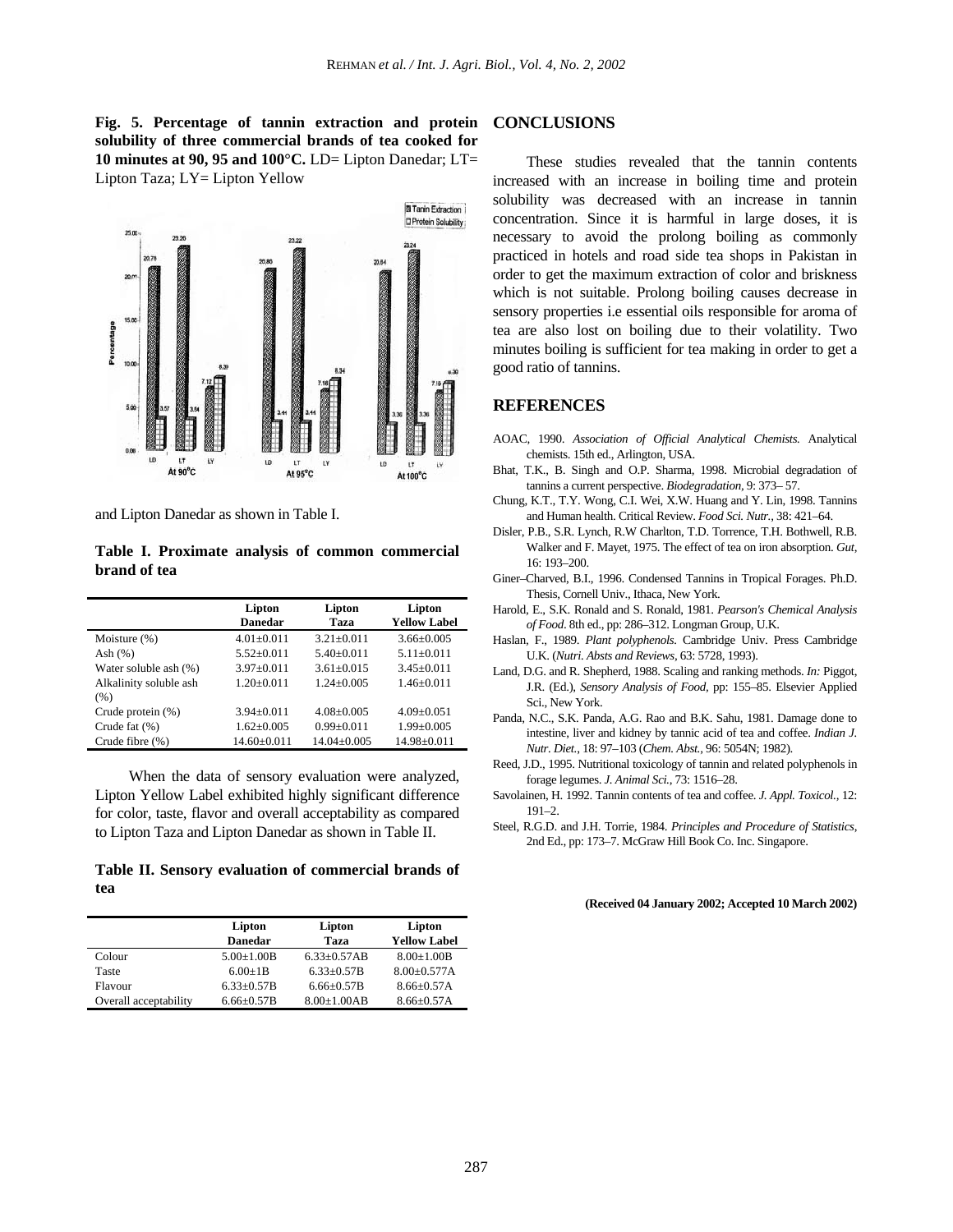**Fig. 5. Percentage of tannin extraction and protein solubility of three commercial brands of tea cooked for 10 minutes at 90, 95 and 100°C.** LD= Lipton Danedar; LT= Lipton Taza; LY= Lipton Yellow

Tannin Extraction
Protein Solubility
Percentage
25.00
20.00
15.00
10.00
5.00
0.00
20.75
3.57
23.20
3.54
7.12
8.39
20.80
3.44
23.22
3.44
7.16
8.34
20.84
3.36
23.24
3.36
7.19
8.30
LD LT LY
At 90°C
LD LT LY
At 95°C
LD LT LY
At 100°C

and Lipton Danedar as shown in Table I.

**Table I. Proximate analysis of common commercial brand of tea**

| | Lipton Danedar | Lipton Taza | Lipton Yellow Label |
|---|---|---|---|
| Moisture (%) | 4.01±0.011 | 3.21±0.011 | 3.66±0.005 |
| Ash (%) | 5.52±0.011 | 5.40±0.011 | 5.11±0.011 |
| Water soluble ash (%) | 3.97±0.011 | 3.61±0.015 | 3.45±0.011 |
| Alkalinity soluble ash (%) | 1.20±0.011 | 1.24±0.005 | 1.46±0.011 |
| Crude protein (%) | 3.94±0.011 | 4.08±0.005 | 4.09±0.051 |
| Crude fat (%) | 1.62±0.005 | 0.99±0.011 | 1.99±0.005 |
| Crude fibre (%) | 14.60±0.011 | 14.04±0.005 | 14.98±0.011 |

When the data of sensory evaluation were analyzed, Lipton Yellow Label exhibited highly significant difference for color, taste, flavor and overall acceptability as compared to Lipton Taza and Lipton Danedar as shown in Table II.

**Table II. Sensory evaluation of commercial brands of tea**

| | Lipton Danedar | Lipton Taza | Lipton Yellow Label |
|---|---|---|---|
| Colour | 5.00±1.00B | 6.33±0.57AB | 8.00±1.00B |
| Taste | 6.00±1B | 6.33±0.57B | 8.00±0.577A |
| Flavour | 6.33±0.57B | 6.66±0.57B | 8.66±0.57A |
| Overall acceptability | 6.66±0.57B | 8.00±1.00AB | 8.66±0.57A |

## CONCLUSIONS

These studies revealed that the tannin contents increased with an increase in boiling time and protein solubility was decreased with an increase in tannin concentration. Since it is harmful in large doses, it is necessary to avoid the prolong boiling as commonly practiced in hotels and road side tea shops in Pakistan in order to get the maximum extraction of color and briskness which is not suitable. Prolong boiling causes decrease in sensory properties i.e essential oils responsible for aroma of tea are also lost on boiling due to their volatility. Two minutes boiling is sufficient for tea making in order to get a good ratio of tannins.

## REFERENCES

AOAC, 1990. *Association of Official Analytical Chemists.* Analytical chemists. 15th ed., Arlington, USA.

Bhat, T.K., B. Singh and O.P. Sharma, 1998. Microbial degradation of tannins a current perspective. *Biodegradation,* 9: 373– 57.

Chung, K.T., T.Y. Wong, C.I. Wei, X.W. Huang and Y. Lin, 1998. Tannins and Human health. Critical Review. *Food Sci. Nutr.,* 38: 421–64.

Disler, P.B., S.R. Lynch, R.W Charlton, T.D. Torrence, T.H. Bothwell, R.B. Walker and F. Mayet, 1975. The effect of tea on iron absorption. *Gut,* 16: 193–200.

Giner–Charved, B.I., 1996. Condensed Tannins in Tropical Forages. Ph.D. Thesis, Cornell Univ., Ithaca, New York.

Harold, E., S.K. Ronald and S. Ronald, 1981. *Pearson's Chemical Analysis of Food.* 8th ed., pp: 286–312. Longman Group, U.K.

Haslan, F., 1989. *Plant polyphenols.* Cambridge Univ. Press Cambridge U.K. (*Nutri. Absts and Reviews,* 63: 5728, 1993).

Land, D.G. and R. Shepherd, 1988. Scaling and ranking methods. *In:* Piggot, J.R. (Ed.), *Sensory Analysis of Food,* pp: 155–85. Elsevier Applied Sci., New York.

Panda, N.C., S.K. Panda, A.G. Rao and B.K. Sahu, 1981. Damage done to intestine, liver and kidney by tannic acid of tea and coffee. *Indian J. Nutr. Diet.,* 18: 97–103 (*Chem. Abst.,* 96: 5054N; 1982).

Reed, J.D., 1995. Nutritional toxicology of tannin and related polyphenols in forage legumes. *J. Animal Sci.,* 73: 1516–28.

Savolainen, H. 1992. Tannin contents of tea and coffee. *J. Appl. Toxicol.,* 12: 191–2.

Steel, R.G.D. and J.H. Torrie, 1984. *Principles and Procedure of Statistics,* 2nd Ed., pp: 173–7. McGraw Hill Book Co. Inc. Singapore.

**(Received 04 January 2002; Accepted 10 March 2002)**